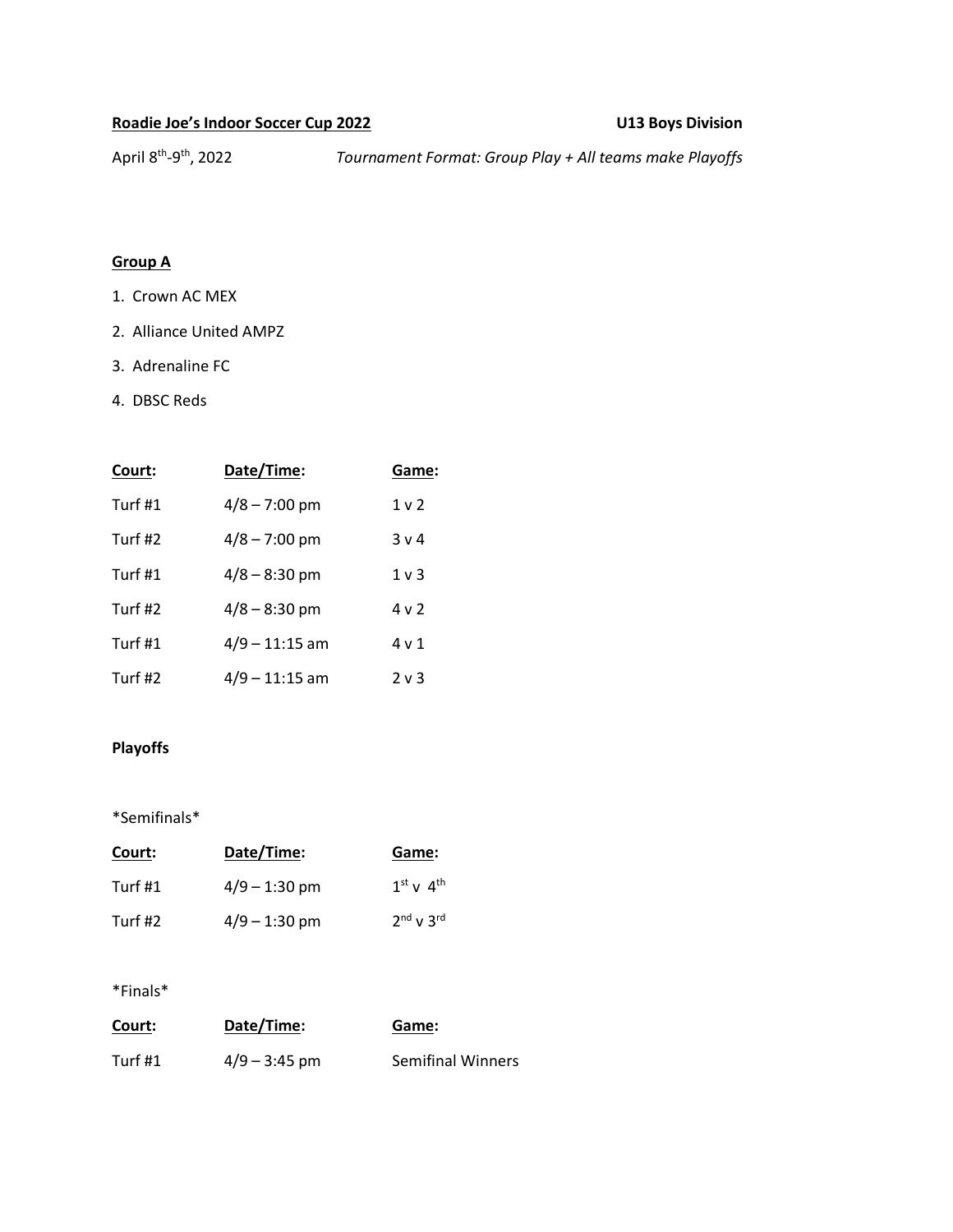**Roadie Joe's Indoor Soccer Cup 2022** **U13 Boys Division**

April 8th-9th, 2022 *Tournament Format: Group Play + All teams make Playoffs*

**Group A**

1. Crown AC MEX
2. Alliance United AMPZ
3. Adrenaline FC
4. DBSC Reds

| Court: | Date/Time: | Game: |
|---|---|---|
| Turf #1 | 4/8 – 7:00 pm | 1 v 2 |
| Turf #2 | 4/8 – 7:00 pm | 3 v 4 |
| Turf #1 | 4/8 – 8:30 pm | 1 v 3 |
| Turf #2 | 4/8 – 8:30 pm | 4 v 2 |
| Turf #1 | 4/9 – 11:15 am | 4 v 1 |
| Turf #2 | 4/9 – 11:15 am | 2 v 3 |

**Playoffs**

*Semifinals*

| Court: | Date/Time: | Game: |
|---|---|---|
| Turf #1 | 4/9 – 1:30 pm | 1st v 4th |
| Turf #2 | 4/9 – 1:30 pm | 2nd v 3rd |

*Finals*

| Court: | Date/Time: | Game: |
|---|---|---|
| Turf #1 | 4/9 – 3:45 pm | Semifinal Winners |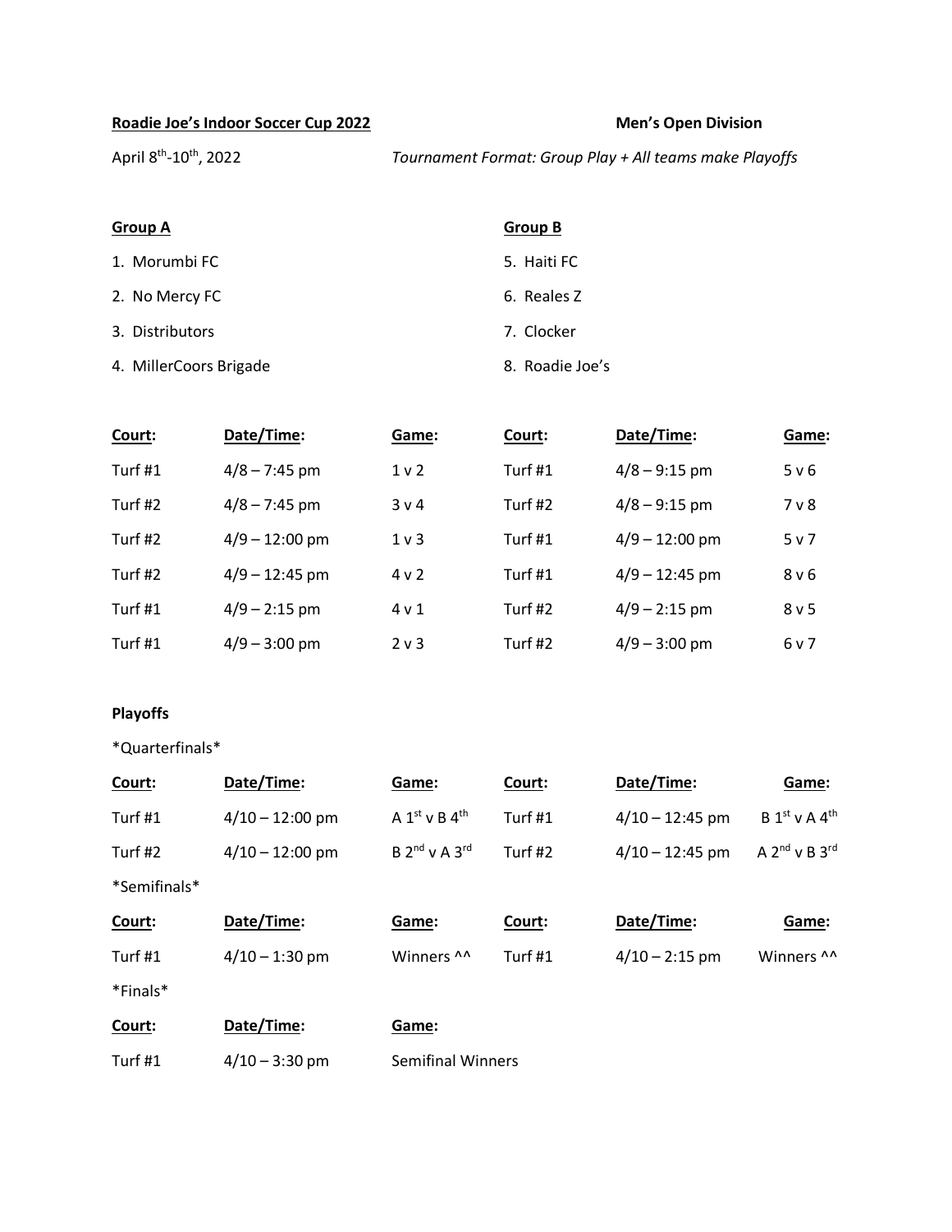**Roadie Joe's Indoor Soccer Cup 2022** **Men's Open Division**

April 8th-10th, 2022 *Tournament Format: Group Play + All teams make Playoffs*

**Group A**

1. Morumbi FC
2. No Mercy FC
3. Distributors
4. MillerCoors Brigade

**Group B**

5. Haiti FC
6. Reales Z
7. Clocker
8. Roadie Joe's

| Court: | Date/Time: | Game: | Court: | Date/Time: | Game: |
|---|---|---|---|---|---|
| Turf #1 | 4/8 – 7:45 pm | 1 v 2 | Turf #1 | 4/8 – 9:15 pm | 5 v 6 |
| Turf #2 | 4/8 – 7:45 pm | 3 v 4 | Turf #2 | 4/8 – 9:15 pm | 7 v 8 |
| Turf #2 | 4/9 – 12:00 pm | 1 v 3 | Turf #1 | 4/9 – 12:00 pm | 5 v 7 |
| Turf #2 | 4/9 – 12:45 pm | 4 v 2 | Turf #1 | 4/9 – 12:45 pm | 8 v 6 |
| Turf #1 | 4/9 – 2:15 pm | 4 v 1 | Turf #2 | 4/9 – 2:15 pm | 8 v 5 |
| Turf #1 | 4/9 – 3:00 pm | 2 v 3 | Turf #2 | 4/9 – 3:00 pm | 6 v 7 |

**Playoffs**

*Quarterfinals*

| Court: | Date/Time: | Game: | Court: | Date/Time: | Game: |
|---|---|---|---|---|---|
| Turf #1 | 4/10 – 12:00 pm | A 1st v B 4th | Turf #1 | 4/10 – 12:45 pm | B 1st v A 4th |
| Turf #2 | 4/10 – 12:00 pm | B 2nd v A 3rd | Turf #2 | 4/10 – 12:45 pm | A 2nd v B 3rd |

*Semifinals*

| Court: | Date/Time: | Game: | Court: | Date/Time: | Game: |
|---|---|---|---|---|---|
| Turf #1 | 4/10 – 1:30 pm | Winners ^^ | Turf #1 | 4/10 – 2:15 pm | Winners ^^ |

*Finals*

| Court: | Date/Time: | Game: |
|---|---|---|
| Turf #1 | 4/10 – 3:30 pm | Semifinal Winners |